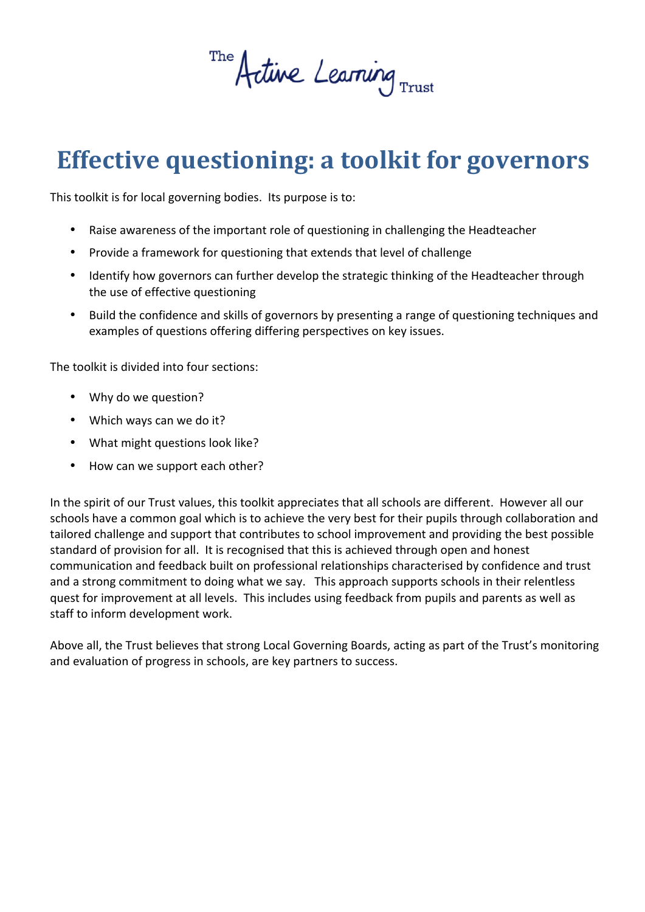The Active Learning Trust

# Effective questioning: a toolkit for governors

This toolkit is for local governing bodies. Its purpose is to:

- Raise awareness of the important role of questioning in challenging the Headteacher
- Provide a framework for questioning that extends that level of challenge
- Identify how governors can further develop the strategic thinking of the Headteacher through the use of effective questioning
- Build the confidence and skills of governors by presenting a range of questioning techniques and examples of questions offering differing perspectives on key issues.

The toolkit is divided into four sections:

- Why do we question?
- Which ways can we do it?
- What might questions look like?
- How can we support each other?

In the spirit of our Trust values, this toolkit appreciates that all schools are different. However all our schools have a common goal which is to achieve the very best for their pupils through collaboration and tailored challenge and support that contributes to school improvement and providing the best possible standard of provision for all. It is recognised that this is achieved through open and honest communication and feedback built on professional relationships characterised by confidence and trust and a strong commitment to doing what we say. This approach supports schools in their relentless quest for improvement at all levels. This includes using feedback from pupils and parents as well as staff to inform development work.

Above all, the Trust believes that strong Local Governing Boards, acting as part of the Trust's monitoring and evaluation of progress in schools, are key partners to success.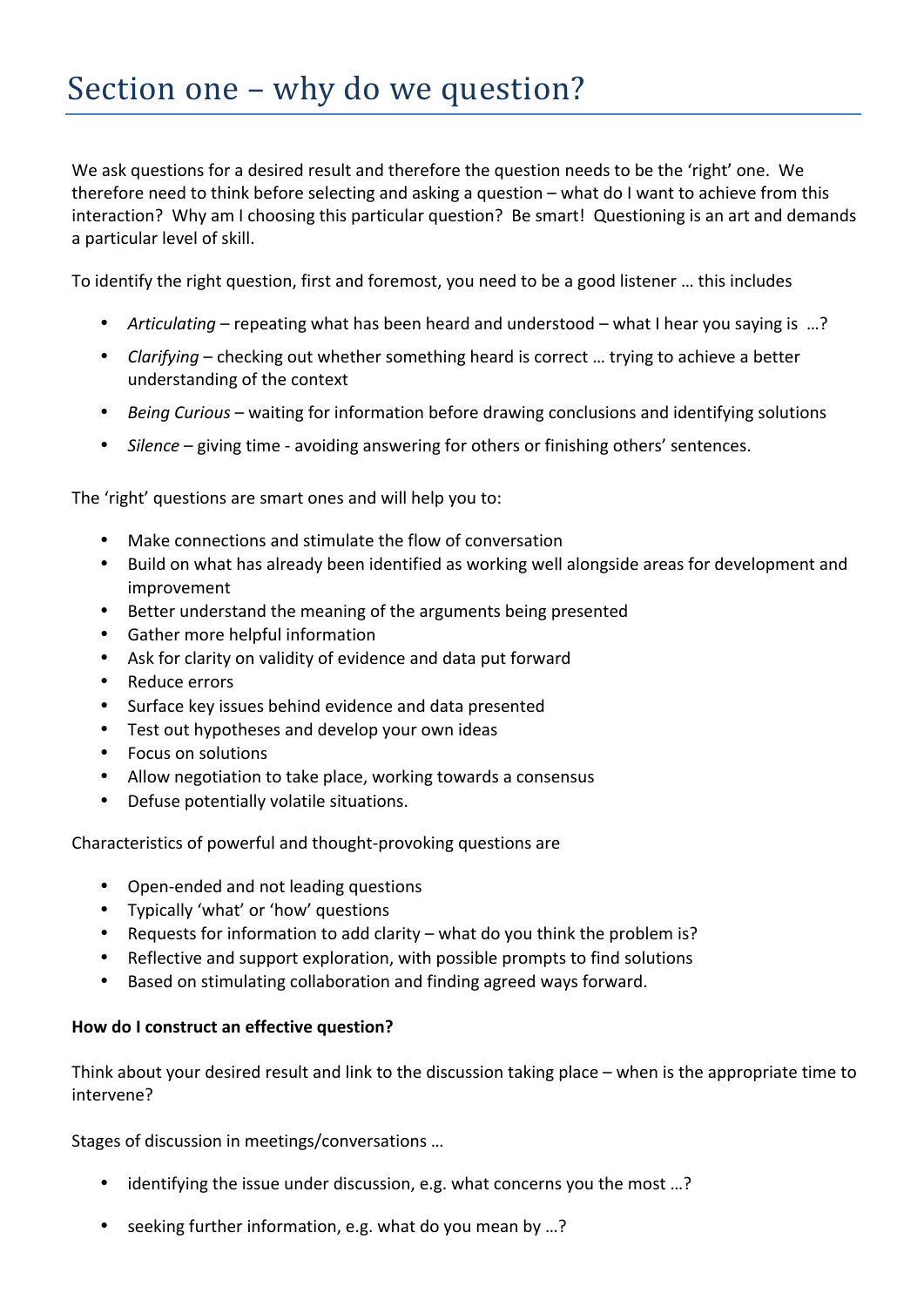# Section one – why do we question?

We ask questions for a desired result and therefore the question needs to be the 'right' one. We therefore need to think before selecting and asking a question – what do I want to achieve from this interaction? Why am I choosing this particular question? Be smart! Questioning is an art and demands a particular level of skill.

To identify the right question, first and foremost, you need to be a good listener … this includes

- *Articulating* – repeating what has been heard and understood – what I hear you saying is …?
- *Clarifying* – checking out whether something heard is correct … trying to achieve a better understanding of the context
- *Being Curious* – waiting for information before drawing conclusions and identifying solutions
- *Silence* – giving time - avoiding answering for others or finishing others' sentences.

The 'right' questions are smart ones and will help you to:

- Make connections and stimulate the flow of conversation
- Build on what has already been identified as working well alongside areas for development and improvement
- Better understand the meaning of the arguments being presented
- Gather more helpful information
- Ask for clarity on validity of evidence and data put forward
- Reduce errors
- Surface key issues behind evidence and data presented
- Test out hypotheses and develop your own ideas
- Focus on solutions
- Allow negotiation to take place, working towards a consensus
- Defuse potentially volatile situations.

Characteristics of powerful and thought-provoking questions are

- Open-ended and not leading questions
- Typically 'what' or 'how' questions
- Requests for information to add clarity – what do you think the problem is?
- Reflective and support exploration, with possible prompts to find solutions
- Based on stimulating collaboration and finding agreed ways forward.

**How do I construct an effective question?**

Think about your desired result and link to the discussion taking place – when is the appropriate time to intervene?

Stages of discussion in meetings/conversations …

- identifying the issue under discussion, e.g. what concerns you the most …?
- seeking further information, e.g. what do you mean by …?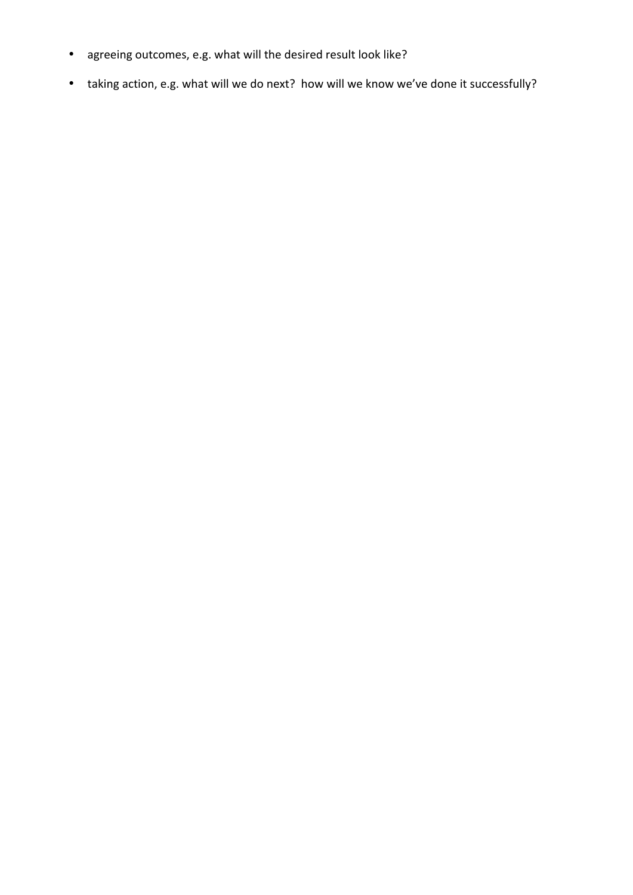- agreeing outcomes, e.g. what will the desired result look like?
- taking action, e.g. what will we do next? how will we know we've done it successfully?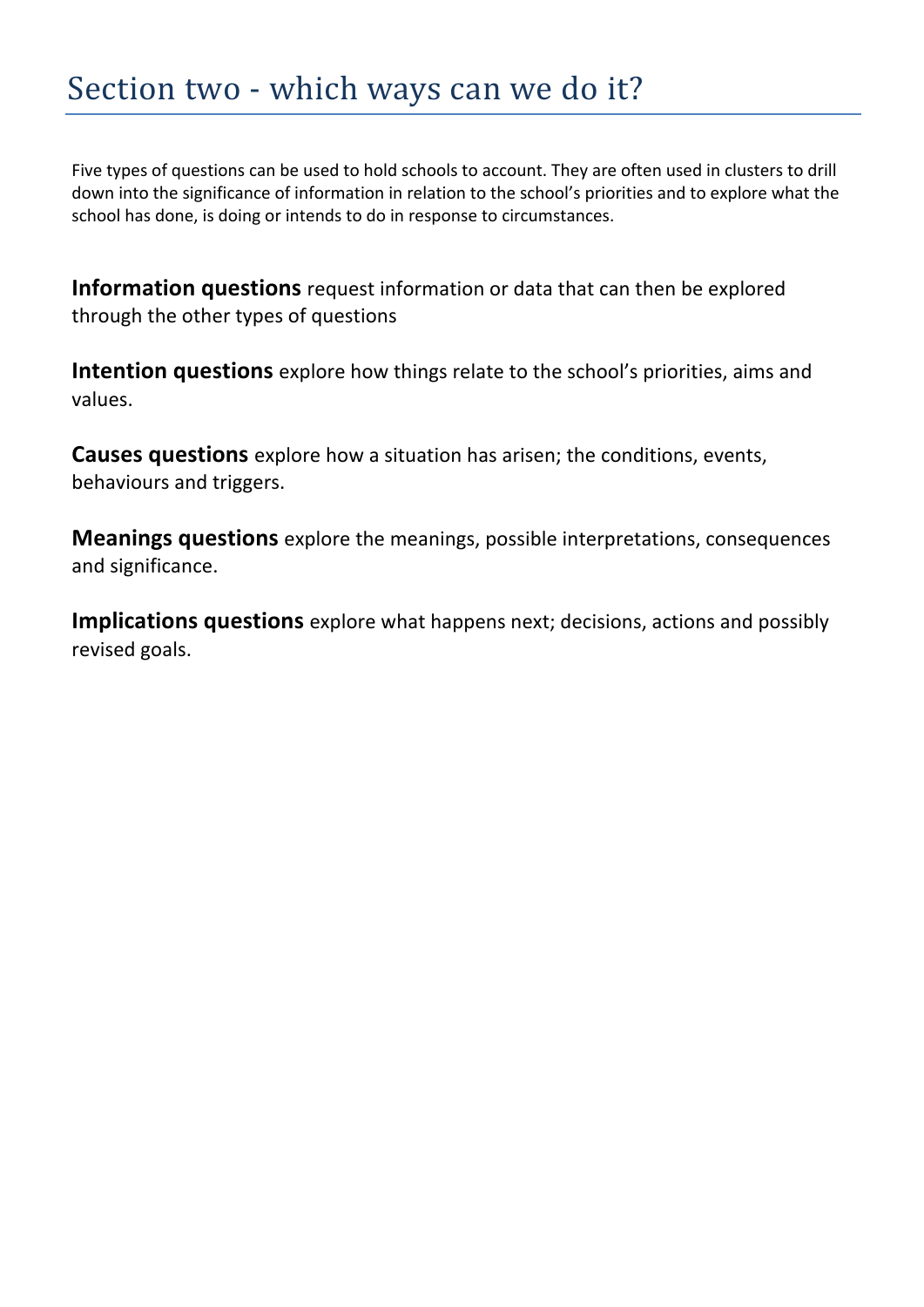# Section two - which ways can we do it?

Five types of questions can be used to hold schools to account. They are often used in clusters to drill down into the significance of information in relation to the school's priorities and to explore what the school has done, is doing or intends to do in response to circumstances.

**Information questions** request information or data that can then be explored through the other types of questions

**Intention questions** explore how things relate to the school's priorities, aims and values.

**Causes questions** explore how a situation has arisen; the conditions, events, behaviours and triggers.

**Meanings questions** explore the meanings, possible interpretations, consequences and significance.

**Implications questions** explore what happens next; decisions, actions and possibly revised goals.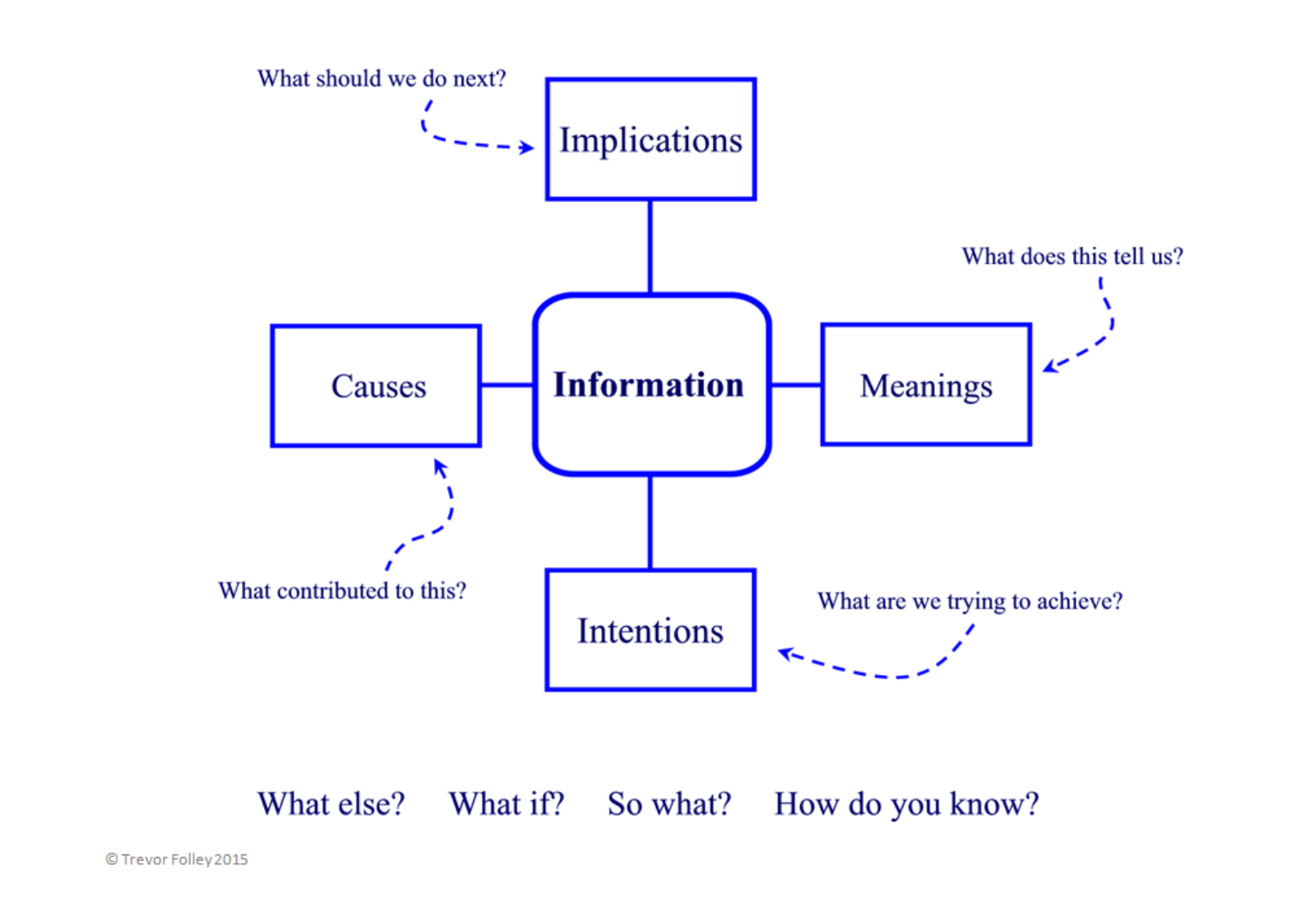What should we do next?

**Implications**

What does this tell us?

**Causes** — **Information** — **Meanings**

What contributed to this?

**Intentions**

What are we trying to achieve?

What else? What if? So what? How do you know?

© Trevor Folley 2015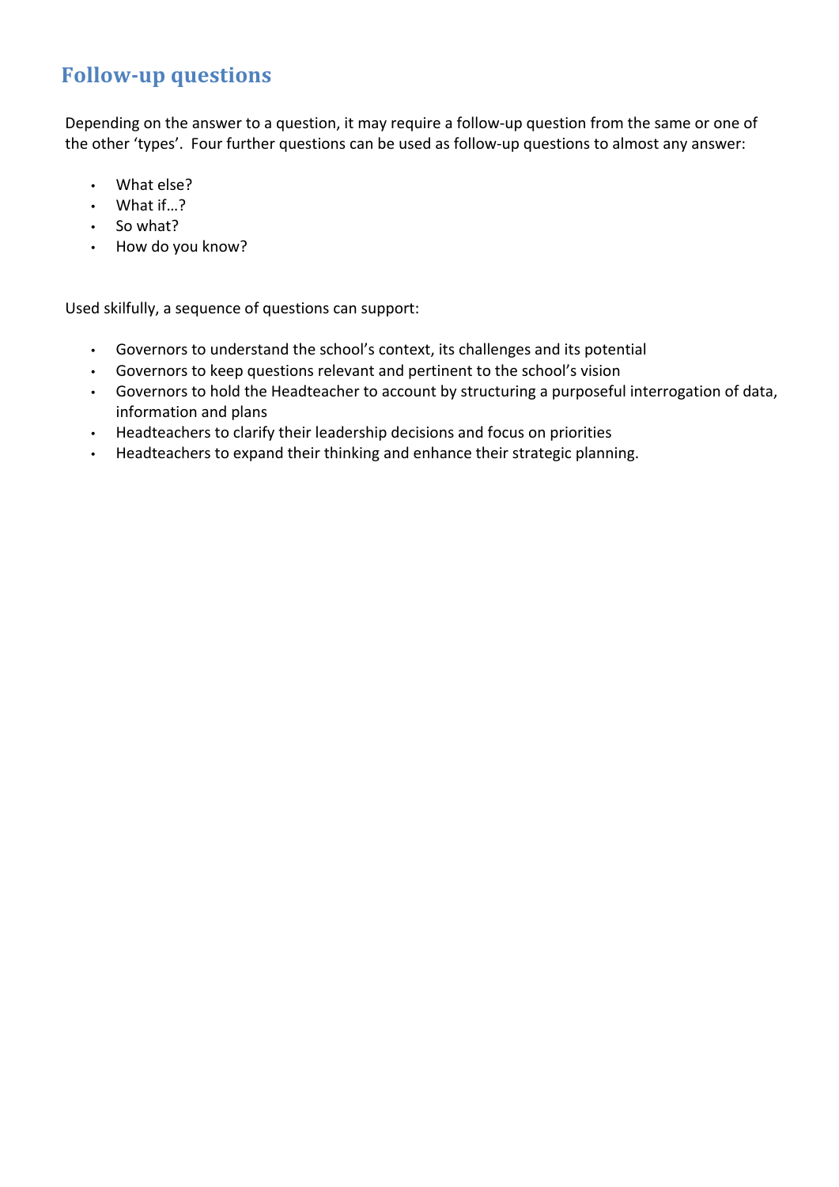## Follow-up questions

Depending on the answer to a question, it may require a follow-up question from the same or one of the other 'types'. Four further questions can be used as follow-up questions to almost any answer:

- What else?
- What if…?
- So what?
- How do you know?

Used skilfully, a sequence of questions can support:

- Governors to understand the school's context, its challenges and its potential
- Governors to keep questions relevant and pertinent to the school's vision
- Governors to hold the Headteacher to account by structuring a purposeful interrogation of data, information and plans
- Headteachers to clarify their leadership decisions and focus on priorities
- Headteachers to expand their thinking and enhance their strategic planning.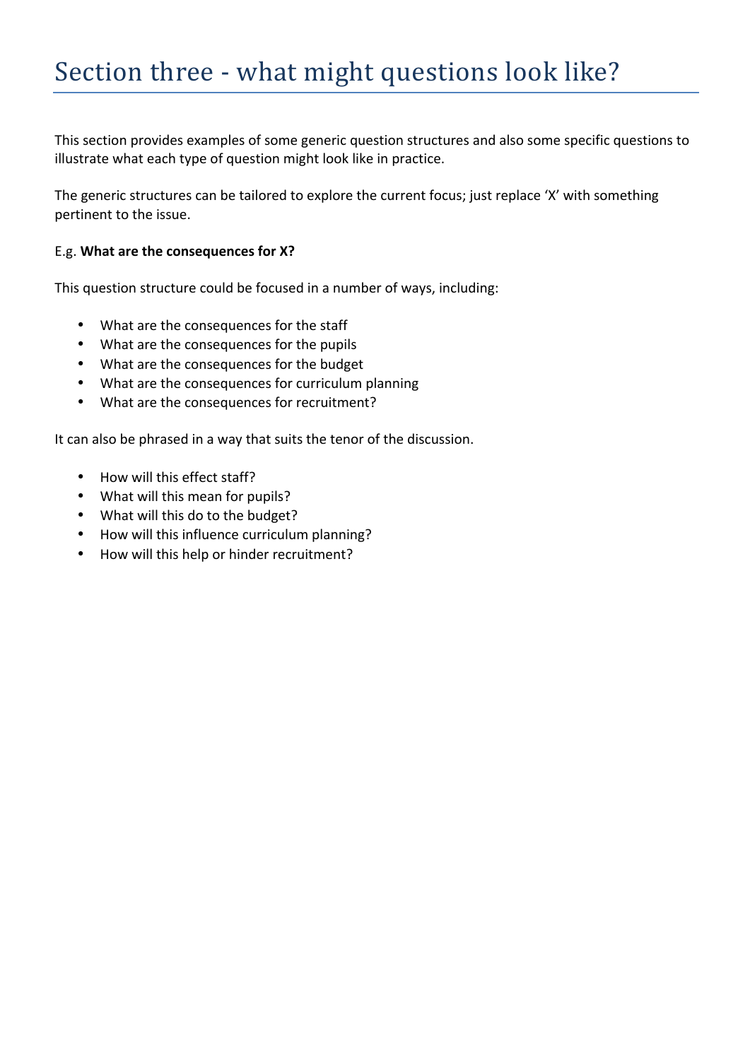# Section three - what might questions look like?

This section provides examples of some generic question structures and also some specific questions to illustrate what each type of question might look like in practice.

The generic structures can be tailored to explore the current focus; just replace 'X' with something pertinent to the issue.

E.g. **What are the consequences for X?**

This question structure could be focused in a number of ways, including:

- What are the consequences for the staff
- What are the consequences for the pupils
- What are the consequences for the budget
- What are the consequences for curriculum planning
- What are the consequences for recruitment?

It can also be phrased in a way that suits the tenor of the discussion.

- How will this effect staff?
- What will this mean for pupils?
- What will this do to the budget?
- How will this influence curriculum planning?
- How will this help or hinder recruitment?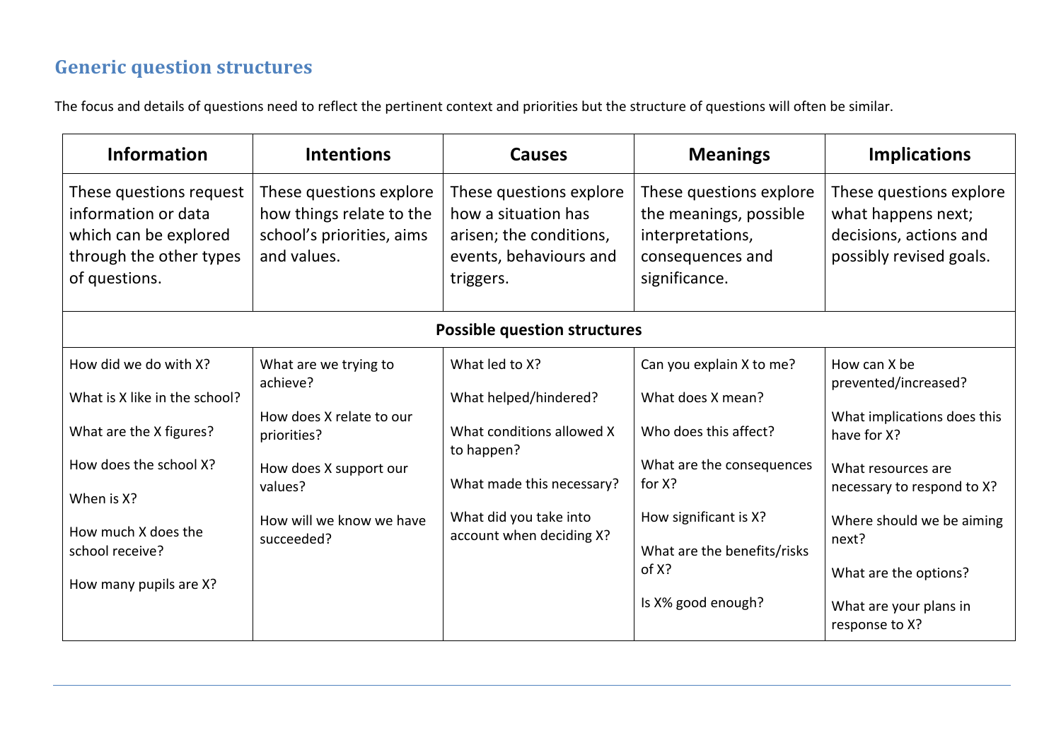## Generic question structures

The focus and details of questions need to reflect the pertinent context and priorities but the structure of questions will often be similar.

| Information | Intentions | Causes | Meanings | Implications |
|---|---|---|---|---|
| These questions request information or data which can be explored through the other types of questions. | These questions explore how things relate to the school's priorities, aims and values. | These questions explore how a situation has arisen; the conditions, events, behaviours and triggers. | These questions explore the meanings, possible interpretations, consequences and significance. | These questions explore what happens next; decisions, actions and possibly revised goals. |
| **Possible question structures** | | | | |
| How did we do with X?<br><br>What is X like in the school?<br><br>What are the X figures?<br><br>How does the school X?<br><br>When is X?<br><br>How much X does the school receive?<br><br>How many pupils are X? | What are we trying to achieve?<br><br>How does X relate to our priorities?<br><br>How does X support our values?<br><br>How will we know we have succeeded? | What led to X?<br><br>What helped/hindered?<br><br>What conditions allowed X to happen?<br><br>What made this necessary?<br><br>What did you take into account when deciding X? | Can you explain X to me?<br><br>What does X mean?<br><br>Who does this affect?<br><br>What are the consequences for X?<br><br>How significant is X?<br><br>What are the benefits/risks of X?<br><br>Is X% good enough? | How can X be prevented/increased?<br><br>What implications does this have for X?<br><br>What resources are necessary to respond to X?<br><br>Where should we be aiming next?<br><br>What are the options?<br><br>What are your plans in response to X? |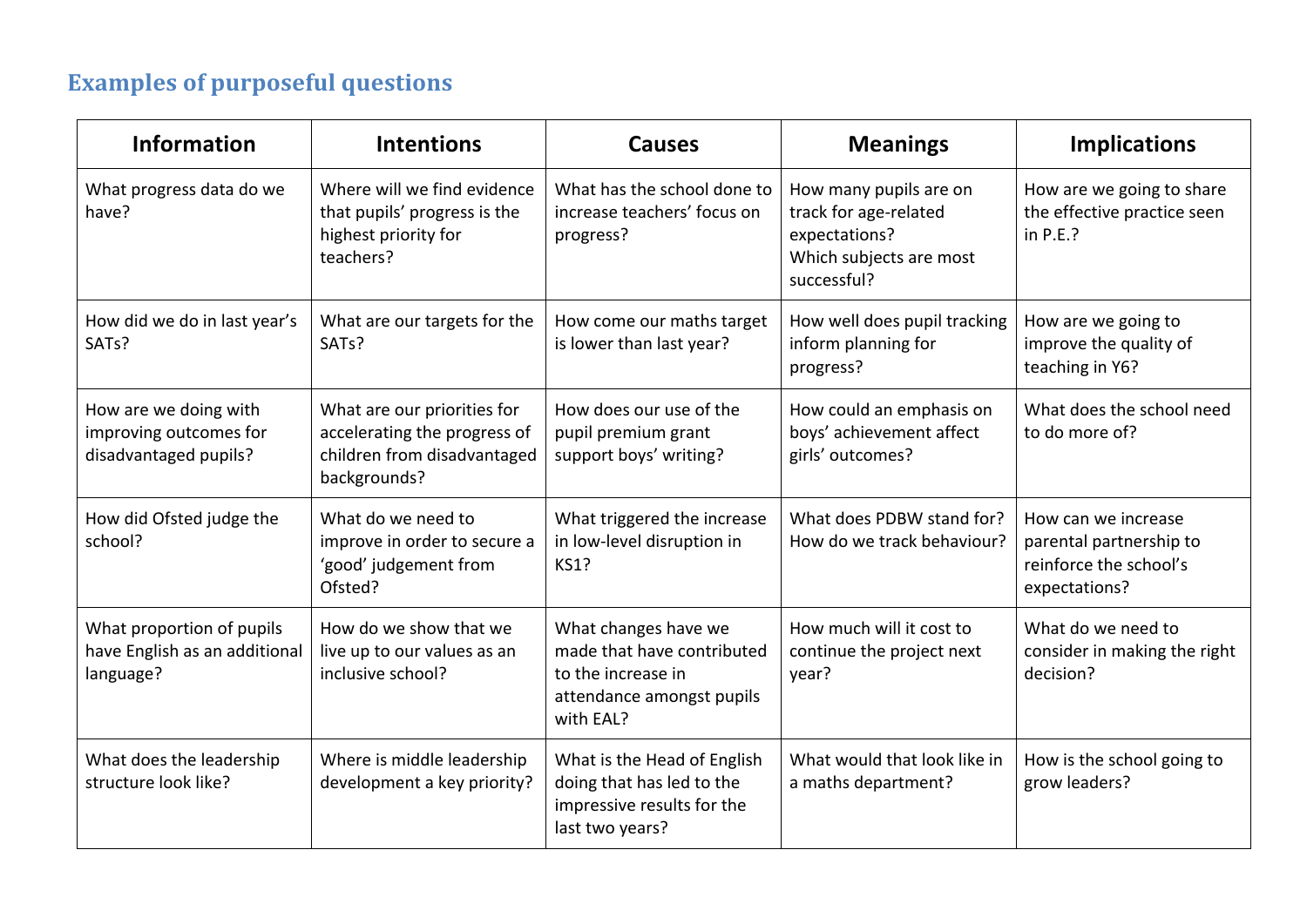## Examples of purposeful questions

| Information | Intentions | Causes | Meanings | Implications |
|---|---|---|---|---|
| What progress data do we have? | Where will we find evidence that pupils' progress is the highest priority for teachers? | What has the school done to increase teachers' focus on progress? | How many pupils are on track for age-related expectations?<br>Which subjects are most successful? | How are we going to share the effective practice seen in P.E.? |
| How did we do in last year's SATs? | What are our targets for the SATs? | How come our maths target is lower than last year? | How well does pupil tracking inform planning for progress? | How are we going to improve the quality of teaching in Y6? |
| How are we doing with improving outcomes for disadvantaged pupils? | What are our priorities for accelerating the progress of children from disadvantaged backgrounds? | How does our use of the pupil premium grant support boys' writing? | How could an emphasis on boys' achievement affect girls' outcomes? | What does the school need to do more of? |
| How did Ofsted judge the school? | What do we need to improve in order to secure a 'good' judgement from Ofsted? | What triggered the increase in low-level disruption in KS1? | What does PDBW stand for?<br>How do we track behaviour? | How can we increase parental partnership to reinforce the school's expectations? |
| What proportion of pupils have English as an additional language? | How do we show that we live up to our values as an inclusive school? | What changes have we made that have contributed to the increase in attendance amongst pupils with EAL? | How much will it cost to continue the project next year? | What do we need to consider in making the right decision? |
| What does the leadership structure look like? | Where is middle leadership development a key priority? | What is the Head of English doing that has led to the impressive results for the last two years? | What would that look like in a maths department? | How is the school going to grow leaders? |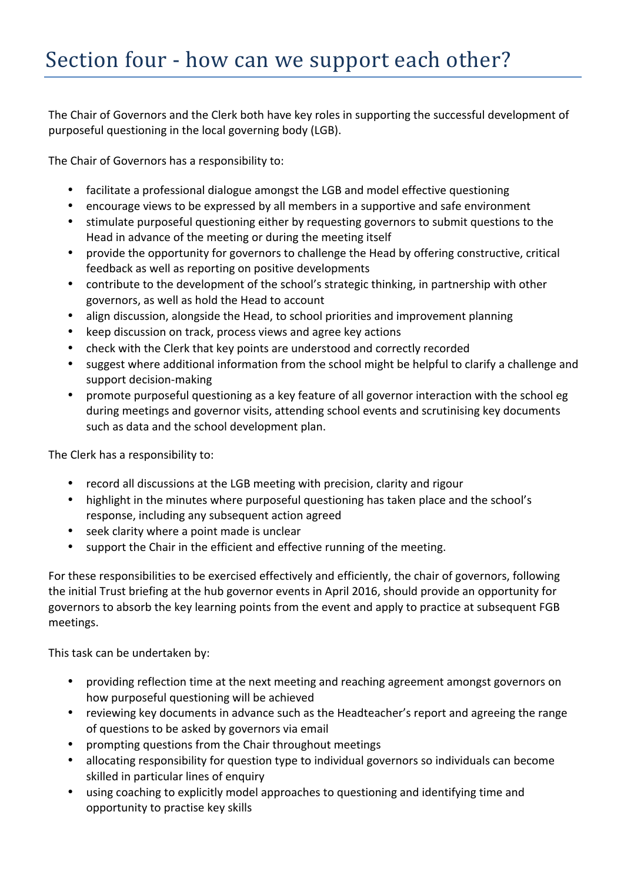# Section four - how can we support each other?

The Chair of Governors and the Clerk both have key roles in supporting the successful development of purposeful questioning in the local governing body (LGB).

The Chair of Governors has a responsibility to:

- facilitate a professional dialogue amongst the LGB and model effective questioning
- encourage views to be expressed by all members in a supportive and safe environment
- stimulate purposeful questioning either by requesting governors to submit questions to the Head in advance of the meeting or during the meeting itself
- provide the opportunity for governors to challenge the Head by offering constructive, critical feedback as well as reporting on positive developments
- contribute to the development of the school's strategic thinking, in partnership with other governors, as well as hold the Head to account
- align discussion, alongside the Head, to school priorities and improvement planning
- keep discussion on track, process views and agree key actions
- check with the Clerk that key points are understood and correctly recorded
- suggest where additional information from the school might be helpful to clarify a challenge and support decision-making
- promote purposeful questioning as a key feature of all governor interaction with the school eg during meetings and governor visits, attending school events and scrutinising key documents such as data and the school development plan.

The Clerk has a responsibility to:

- record all discussions at the LGB meeting with precision, clarity and rigour
- highlight in the minutes where purposeful questioning has taken place and the school's response, including any subsequent action agreed
- seek clarity where a point made is unclear
- support the Chair in the efficient and effective running of the meeting.

For these responsibilities to be exercised effectively and efficiently, the chair of governors, following the initial Trust briefing at the hub governor events in April 2016, should provide an opportunity for governors to absorb the key learning points from the event and apply to practice at subsequent FGB meetings.

This task can be undertaken by:

- providing reflection time at the next meeting and reaching agreement amongst governors on how purposeful questioning will be achieved
- reviewing key documents in advance such as the Headteacher's report and agreeing the range of questions to be asked by governors via email
- prompting questions from the Chair throughout meetings
- allocating responsibility for question type to individual governors so individuals can become skilled in particular lines of enquiry
- using coaching to explicitly model approaches to questioning and identifying time and opportunity to practise key skills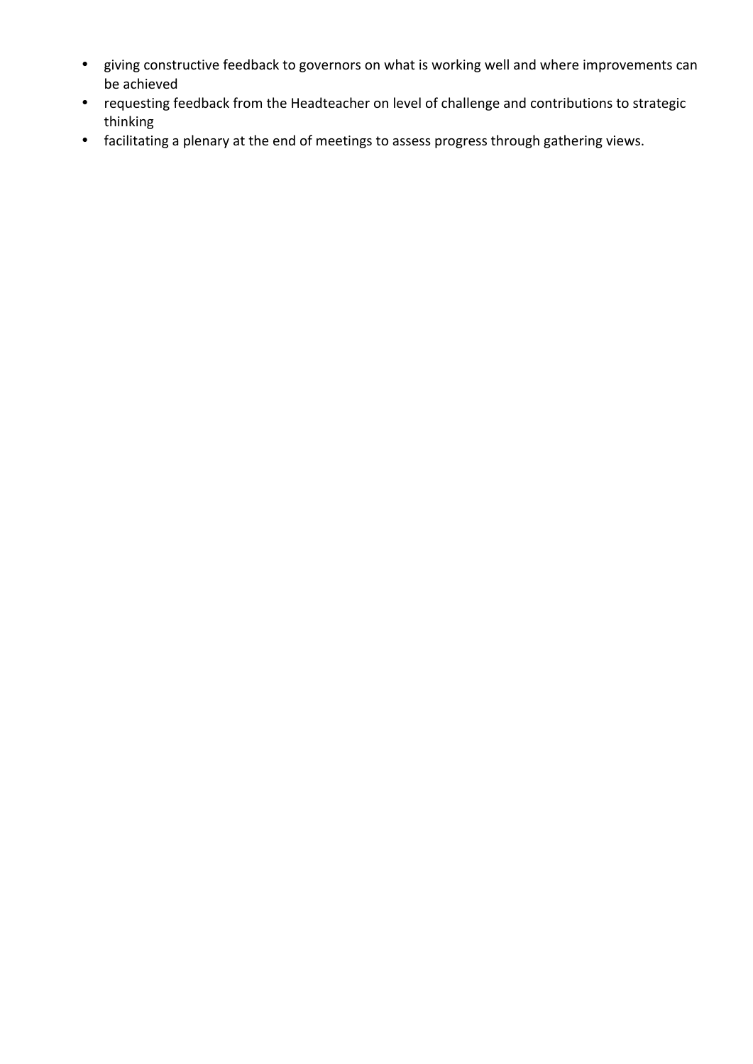- giving constructive feedback to governors on what is working well and where improvements can be achieved
- requesting feedback from the Headteacher on level of challenge and contributions to strategic thinking
- facilitating a plenary at the end of meetings to assess progress through gathering views.